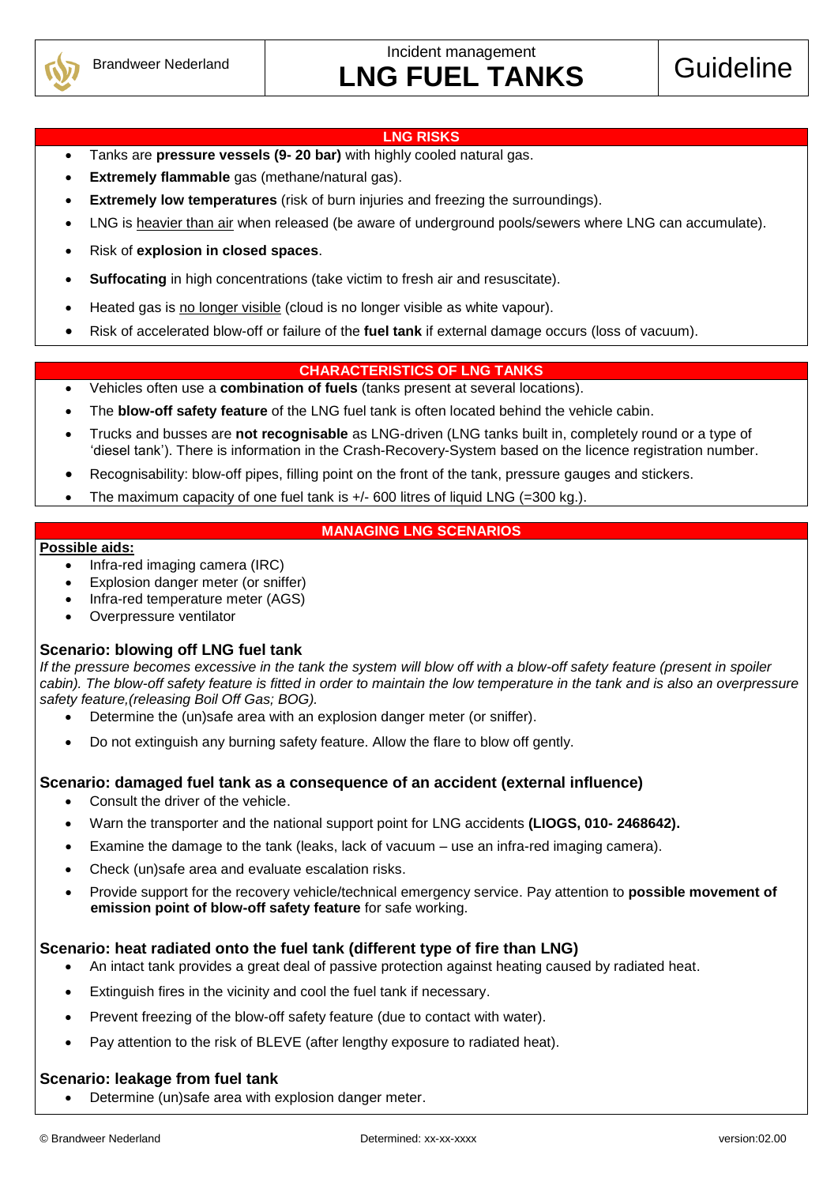Brandweer Nederland

Incident management

# LNG FUEL TANKS

Guideline

## LNG RISKS

- Tanks are **pressure vessels (9- 20 bar)** with highly cooled natural gas.
- **Extremely flammable** gas (methane/natural gas).
- **Extremely low temperatures** (risk of burn injuries and freezing the surroundings).
- LNG is heavier than air when released (be aware of underground pools/sewers where LNG can accumulate).
- Risk of **explosion in closed spaces**.
- **Suffocating** in high concentrations (take victim to fresh air and resuscitate).
- Heated gas is no longer visible (cloud is no longer visible as white vapour).
- Risk of accelerated blow-off or failure of the **fuel tank** if external damage occurs (loss of vacuum).

## CHARACTERISTICS OF LNG TANKS

- Vehicles often use a **combination of fuels** (tanks present at several locations).
- The **blow-off safety feature** of the LNG fuel tank is often located behind the vehicle cabin.
- Trucks and busses are **not recognisable** as LNG-driven (LNG tanks built in, completely round or a type of 'diesel tank'). There is information in the Crash-Recovery-System based on the licence registration number.
- Recognisability: blow-off pipes, filling point on the front of the tank, pressure gauges and stickers.
- The maximum capacity of one fuel tank is +/- 600 litres of liquid LNG (=300 kg.).

## MANAGING LNG SCENARIOS

**Possible aids:**

- Infra-red imaging camera (IRC)
- Explosion danger meter (or sniffer)
- Infra-red temperature meter (AGS)
- Overpressure ventilator

### Scenario: blowing off LNG fuel tank

*If the pressure becomes excessive in the tank the system will blow off with a blow-off safety feature (present in spoiler cabin). The blow-off safety feature is fitted in order to maintain the low temperature in the tank and is also an overpressure safety feature,(releasing Boil Off Gas; BOG).*

- Determine the (un)safe area with an explosion danger meter (or sniffer).
- Do not extinguish any burning safety feature. Allow the flare to blow off gently.

### Scenario: damaged fuel tank as a consequence of an accident (external influence)

- Consult the driver of the vehicle.
- Warn the transporter and the national support point for LNG accidents **(LIOGS, 010- 2468642).**
- Examine the damage to the tank (leaks, lack of vacuum – use an infra-red imaging camera).
- Check (un)safe area and evaluate escalation risks.
- Provide support for the recovery vehicle/technical emergency service. Pay attention to **possible movement of emission point of blow-off safety feature** for safe working.

### Scenario: heat radiated onto the fuel tank (different type of fire than LNG)

- An intact tank provides a great deal of passive protection against heating caused by radiated heat.
- Extinguish fires in the vicinity and cool the fuel tank if necessary.
- Prevent freezing of the blow-off safety feature (due to contact with water).
- Pay attention to the risk of BLEVE (after lengthy exposure to radiated heat).

### Scenario: leakage from fuel tank

- Determine (un)safe area with explosion danger meter.

© Brandweer Nederland | Determined: xx-xx-xxxx | version:02.00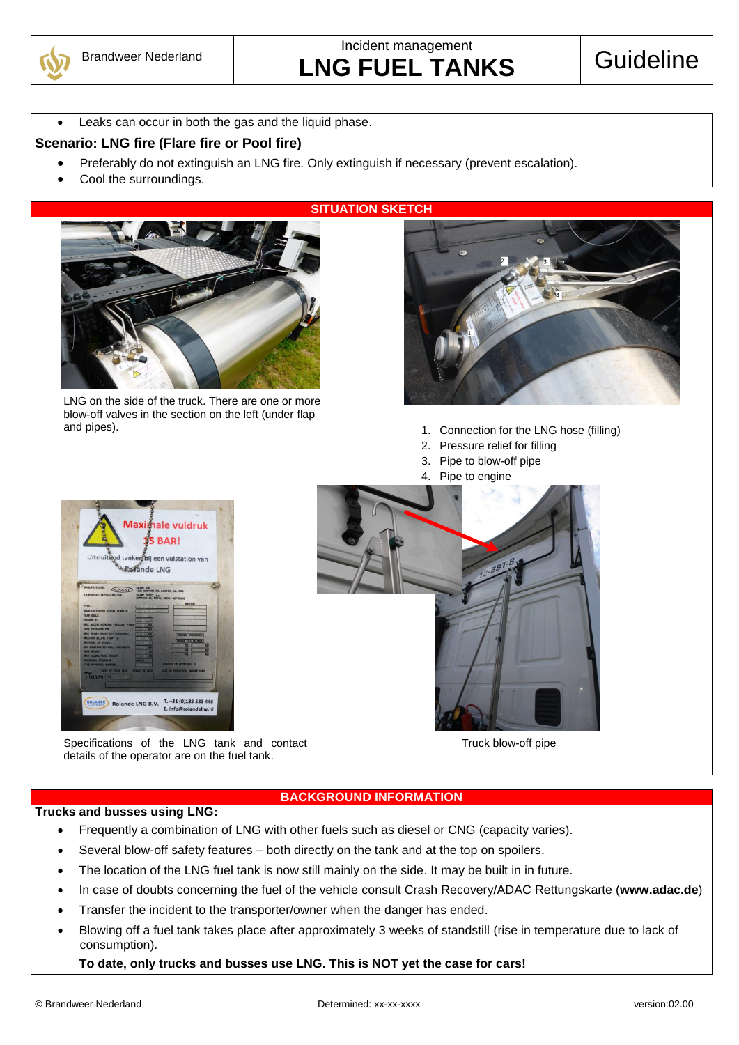- Leaks can occur in both the gas and the liquid phase.

**Scenario: LNG fire (Flare fire or Pool fire)**

- Preferably do not extinguish an LNG fire. Only extinguish if necessary (prevent escalation).
- Cool the surroundings.

## SITUATION SKETCH

LNG on the side of the truck. There are one or more blow-off valves in the section on the left (under flap and pipes).

1. Connection for the LNG hose (filling)
2. Pressure relief for filling
3. Pipe to blow-off pipe
4. Pipe to engine

Specifications of the LNG tank and contact details of the operator are on the fuel tank.

Truck blow-off pipe

## BACKGROUND INFORMATION

**Trucks and busses using LNG:**

- Frequently a combination of LNG with other fuels such as diesel or CNG (capacity varies).
- Several blow-off safety features – both directly on the tank and at the top on spoilers.
- The location of the LNG fuel tank is now still mainly on the side. It may be built in in future.
- In case of doubts concerning the fuel of the vehicle consult Crash Recovery/ADAC Rettungskarte (**www.adac.de**)
- Transfer the incident to the transporter/owner when the danger has ended.
- Blowing off a fuel tank takes place after approximately 3 weeks of standstill (rise in temperature due to lack of consumption).

**To date, only trucks and busses use LNG. This is NOT yet the case for cars!**